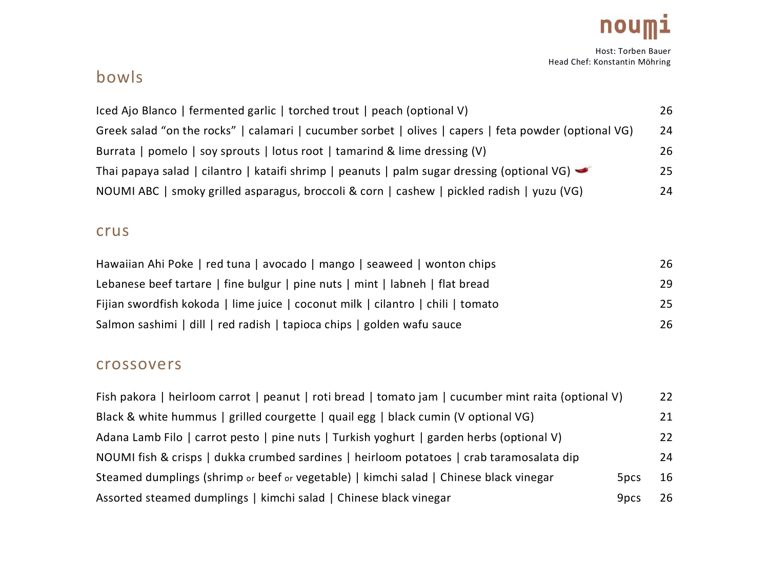# noumi

Host: Torben Bauer
Head Chef: Konstantin Möhring

## bowls

| | | |
|---|---|---|
| Iced Ajo Blanco \| fermented garlic \| torched trout \| peach (optional V) | | 26 |
| Greek salad "on the rocks" \| calamari \| cucumber sorbet \| olives \| capers \| feta powder (optional VG) | | 24 |
| Burrata \| pomelo \| soy sprouts \| lotus root \| tamarind & lime dressing (V) | | 26 |
| Thai papaya salad \| cilantro \| kataifi shrimp \| peanuts \| palm sugar dressing (optional VG) | | 25 |
| NOUMI ABC \| smoky grilled asparagus, broccoli & corn \| cashew \| pickled radish \| yuzu (VG) | | 24 |

## crus

| | | |
|---|---|---|
| Hawaiian Ahi Poke \| red tuna \| avocado \| mango \| seaweed \| wonton chips | | 26 |
| Lebanese beef tartare \| fine bulgur \| pine nuts \| mint \| labneh \| flat bread | | 29 |
| Fijian swordfish kokoda \| lime juice \| coconut milk \| cilantro \| chili \| tomato | | 25 |
| Salmon sashimi \| dill \| red radish \| tapioca chips \| golden wafu sauce | | 26 |

## crossovers

| | | |
|---|---|---|
| Fish pakora \| heirloom carrot \| peanut \| roti bread \| tomato jam \| cucumber mint raita (optional V) | | 22 |
| Black & white hummus \| grilled courgette \| quail egg \| black cumin (V optional VG) | | 21 |
| Adana Lamb Filo \| carrot pesto \| pine nuts \| Turkish yoghurt \| garden herbs (optional V) | | 22 |
| NOUMI fish & crisps \| dukka crumbed sardines \| heirloom potatoes \| crab taramosalata dip | | 24 |
| Steamed dumplings (shrimp or beef or vegetable) \| kimchi salad \| Chinese black vinegar | 5pcs | 16 |
| Assorted steamed dumplings \| kimchi salad \| Chinese black vinegar | 9pcs | 26 |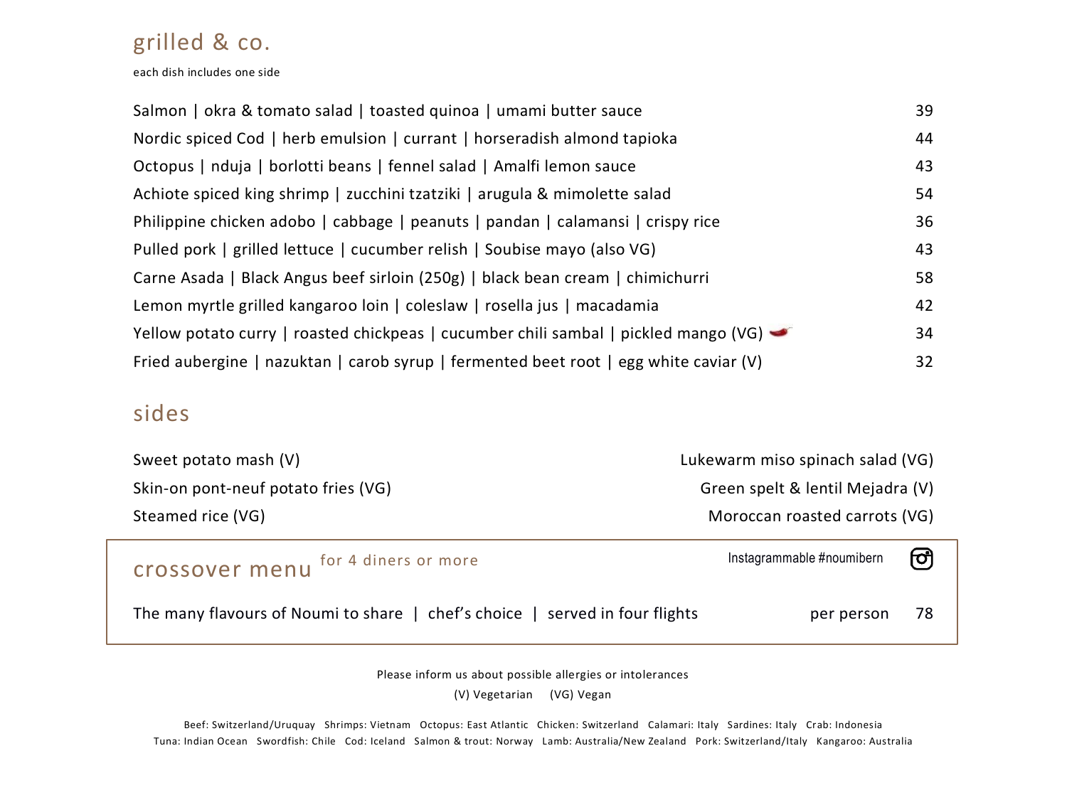## grilled & co.

each dish includes one side

| | |
|---|---|
| Salmon \| okra & tomato salad \| toasted quinoa \| umami butter sauce | 39 |
| Nordic spiced Cod \| herb emulsion \| currant \| horseradish almond tapioka | 44 |
| Octopus \| nduja \| borlotti beans \| fennel salad \| Amalfi lemon sauce | 43 |
| Achiote spiced king shrimp \| zucchini tzatziki \| arugula & mimolette salad | 54 |
| Philippine chicken adobo \| cabbage \| peanuts \| pandan \| calamansi \| crispy rice | 36 |
| Pulled pork \| grilled lettuce \| cucumber relish \| Soubise mayo (also VG) | 43 |
| Carne Asada \| Black Angus beef sirloin (250g) \| black bean cream \| chimichurri | 58 |
| Lemon myrtle grilled kangaroo loin \| coleslaw \| rosella jus \| macadamia | 42 |
| Yellow potato curry \| roasted chickpeas \| cucumber chili sambal \| pickled mango (VG) | 34 |
| Fried aubergine \| nazuktan \| carob syrup \| fermented beet root \| egg white caviar (V) | 32 |

## sides

Sweet potato mash (V)

Skin-on pont-neuf potato fries (VG)

Steamed rice (VG)

Lukewarm miso spinach salad (VG)

Green spelt & lentil Mejadra (V)

Moroccan roasted carrots (VG)

## crossover menu for 4 diners or more

Instagrammable #noumibern

The many flavours of Noumi to share | chef's choice | served in four flights — per person 78

Please inform us about possible allergies or intolerances

(V) Vegetarian (VG) Vegan

Beef: Switzerland/Uruquay Shrimps: Vietnam Octopus: East Atlantic Chicken: Switzerland Calamari: Italy Sardines: Italy Crab: Indonesia
Tuna: Indian Ocean Swordfish: Chile Cod: Iceland Salmon & trout: Norway Lamb: Australia/New Zealand Pork: Switzerland/Italy Kangaroo: Australia